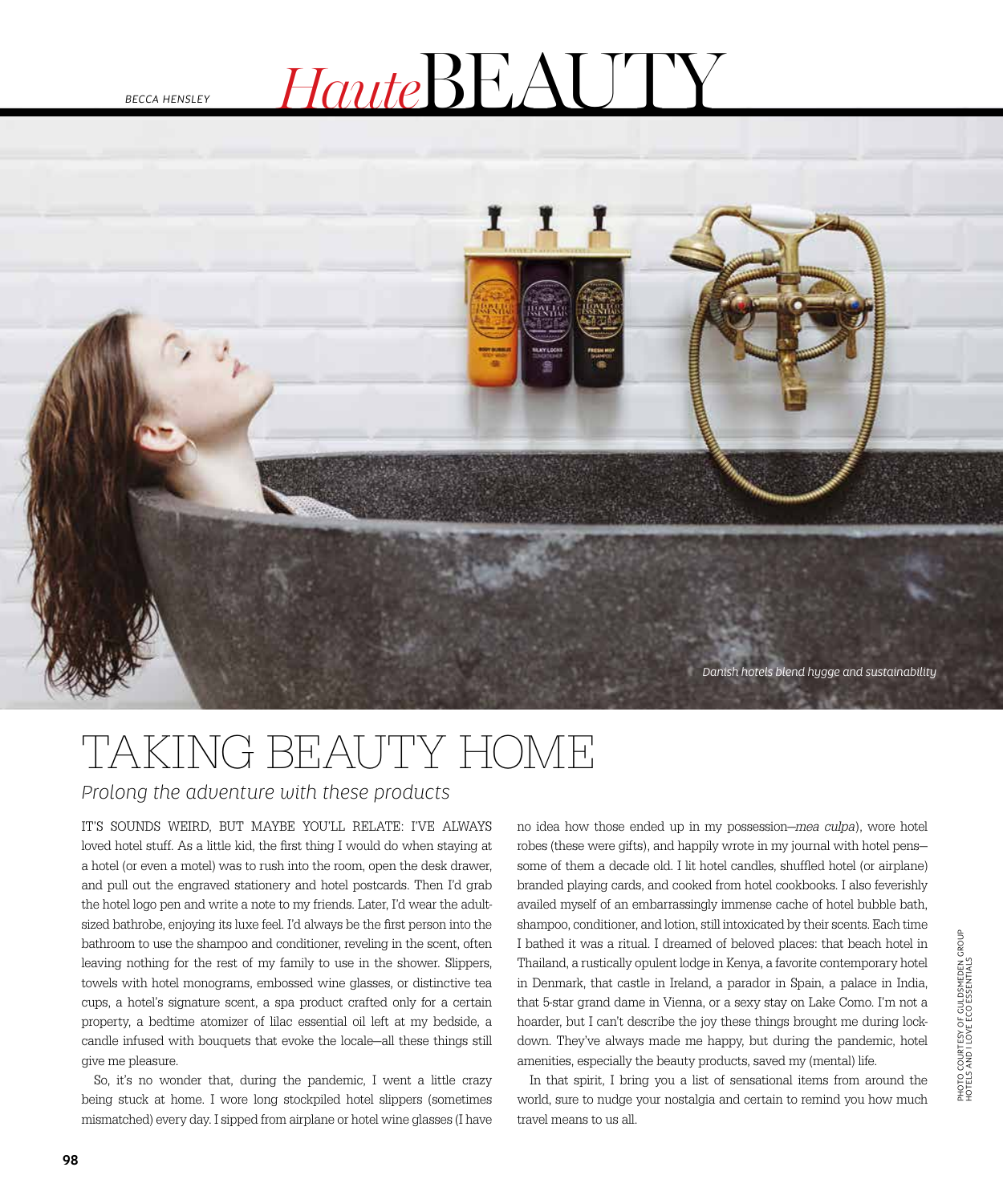BECCA HENSLEY

# *Haute*BEAUTY

*Danish hotels blend hygge and sustainability*

# TAKING BEAUTY HOME

*Prolong the adventure with these products*

IT'S SOUNDS WEIRD, BUT MAYBE YOU'LL RELATE: I'VE ALWAYS loved hotel stuff. As a little kid, the first thing I would do when staying at a hotel (or even a motel) was to rush into the room, open the desk drawer, and pull out the engraved stationery and hotel postcards. Then I'd grab the hotel logo pen and write a note to my friends. Later, I'd wear the adult-sized bathrobe, enjoying its luxe feel. I'd always be the first person into the bathroom to use the shampoo and conditioner, reveling in the scent, often leaving nothing for the rest of my family to use in the shower. Slippers, towels with hotel monograms, embossed wine glasses, or distinctive tea cups, a hotel's signature scent, a spa product crafted only for a certain property, a bedtime atomizer of lilac essential oil left at my bedside, a candle infused with bouquets that evoke the locale—all these things still give me pleasure.

So, it's no wonder that, during the pandemic, I went a little crazy being stuck at home. I wore long stockpiled hotel slippers (sometimes mismatched) every day. I sipped from airplane or hotel wine glasses (I have no idea how those ended up in my possession—*mea culpa*), wore hotel robes (these were gifts), and happily wrote in my journal with hotel pens—some of them a decade old. I lit hotel candles, shuffled hotel (or airplane) branded playing cards, and cooked from hotel cookbooks. I also feverishly availed myself of an embarrassingly immense cache of hotel bubble bath, shampoo, conditioner, and lotion, still intoxicated by their scents. Each time I bathed it was a ritual. I dreamed of beloved places: that beach hotel in Thailand, a rustically opulent lodge in Kenya, a favorite contemporary hotel in Denmark, that castle in Ireland, a parador in Spain, a palace in India, that 5-star grand dame in Vienna, or a sexy stay on Lake Como. I'm not a hoarder, but I can't describe the joy these things brought me during lockdown. They've always made me happy, but during the pandemic, hotel amenities, especially the beauty products, saved my (mental) life.

In that spirit, I bring you a list of sensational items from around the world, sure to nudge your nostalgia and certain to remind you how much travel means to us all.

PHOTO COURTESY OF GULDSMEDEN GROUP HOTELS AND I LOVE ECO ESSENTIALS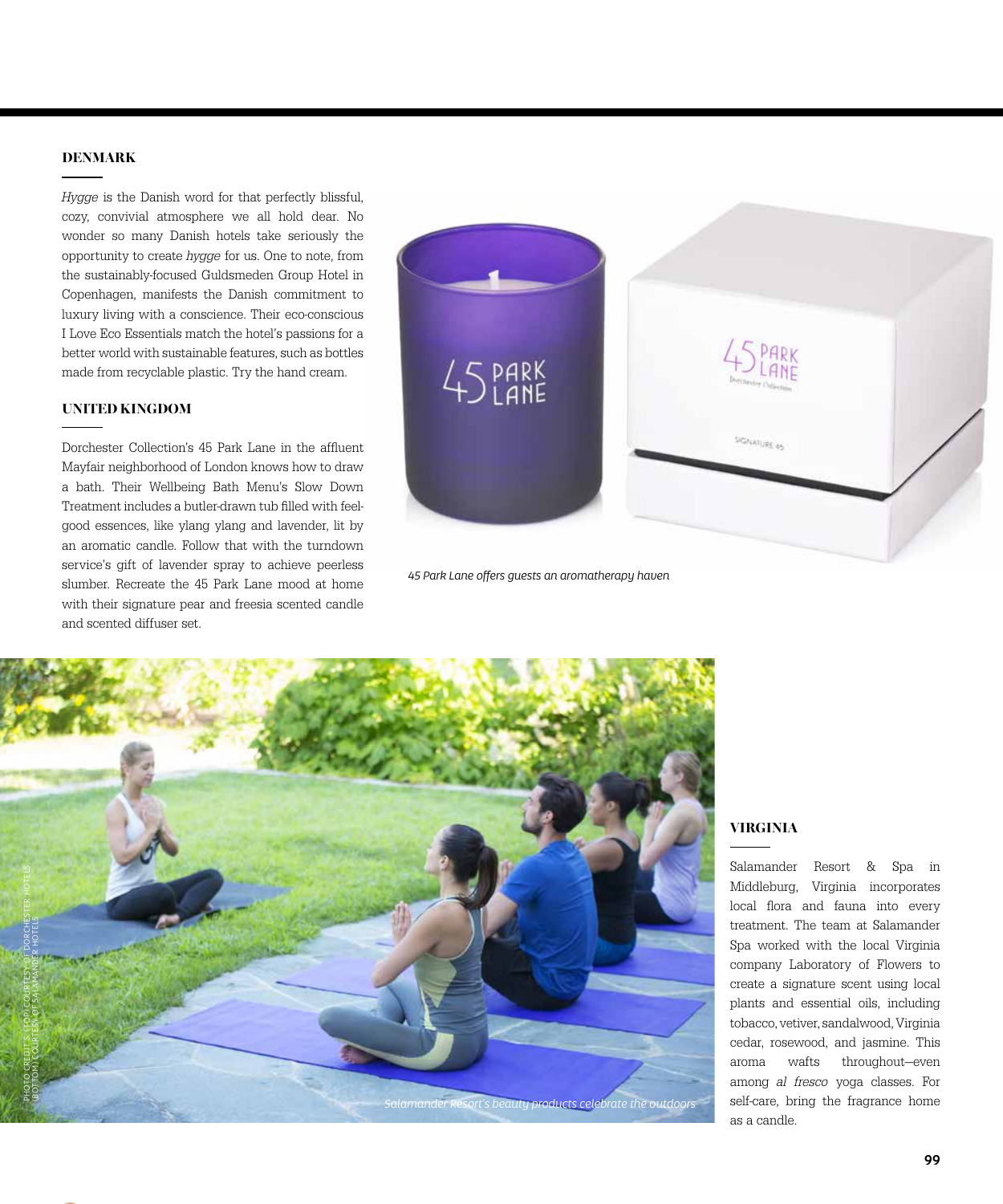## DENMARK

*Hygge* is the Danish word for that perfectly blissful, cozy, convivial atmosphere we all hold dear. No wonder so many Danish hotels take seriously the opportunity to create *hygge* for us. One to note, from the sustainably-focused Guldsmeden Group Hotel in Copenhagen, manifests the Danish commitment to luxury living with a conscience. Their eco-conscious I Love Eco Essentials match the hotel's passions for a better world with sustainable features, such as bottles made from recyclable plastic. Try the hand cream.

## UNITED KINGDOM

Dorchester Collection's 45 Park Lane in the affluent Mayfair neighborhood of London knows how to draw a bath. Their Wellbeing Bath Menu's Slow Down Treatment includes a butler-drawn tub filled with feel-good essences, like ylang ylang and lavender, lit by an aromatic candle. Follow that with the turndown service's gift of lavender spray to achieve peerless slumber. Recreate the 45 Park Lane mood at home with their signature pear and freesia scented candle and scented diffuser set.

*45 Park Lane offers guests an aromatherapy haven*

*Salamander Resort's beauty products celebrate the outdoors*

PHOTO CREDITS: (TOP) COURTESY OF DORCHESTER HOTELS; (BOTTOM) COURTESY OF SALAMANDER HOTELS

## VIRGINIA

Salamander Resort & Spa in Middleburg, Virginia incorporates local flora and fauna into every treatment. The team at Salamander Spa worked with the local Virginia company Laboratory of Flowers to create a signature scent using local plants and essential oils, including tobacco, vetiver, sandalwood, Virginia cedar, rosewood, and jasmine. This aroma wafts throughout—even among *al fresco* yoga classes. For self-care, bring the fragrance home as a candle.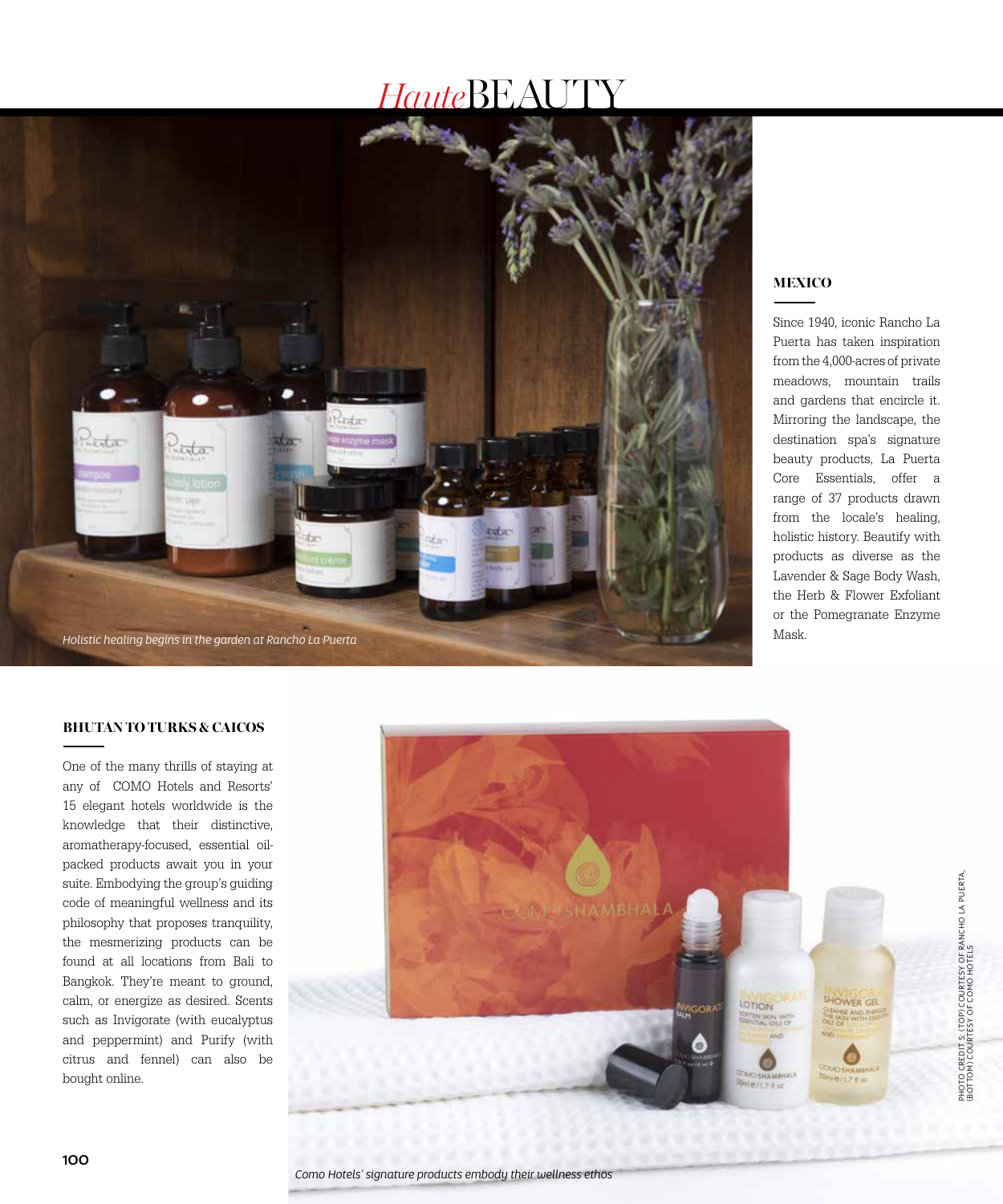# *Haute*BEAUTY

Holistic healing begins in the garden at Rancho La Puerta

## MEXICO

Since 1940, iconic Rancho La Puerta has taken inspiration from the 4,000-acres of private meadows, mountain trails and gardens that encircle it. Mirroring the landscape, the destination spa's signature beauty products, La Puerta Core Essentials, offer a range of 37 products drawn from the locale's healing, holistic history. Beautify with products as diverse as the Lavender & Sage Body Wash, the Herb & Flower Exfoliant or the Pomegranate Enzyme Mask.

## BHUTAN TO TURKS & CAICOS

One of the many thrills of staying at any of COMO Hotels and Resorts' 15 elegant hotels worldwide is the knowledge that their distinctive, aromatherapy-focused, essential oil-packed products await you in your suite. Embodying the group's guiding code of meaningful wellness and its philosophy that proposes tranquility, the mesmerizing products can be found at all locations from Bali to Bangkok. They're meant to ground, calm, or energize as desired. Scents such as Invigorate (with eucalyptus and peppermint) and Purify (with citrus and fennel) can also be bought online.

Como Hotels' signature products embody their wellness ethos

PHOTO CREDITS: (TOP) COURTESY OF RANCHO LA PUERTA, (BOTTOM) COURTESY OF COMO HOTELS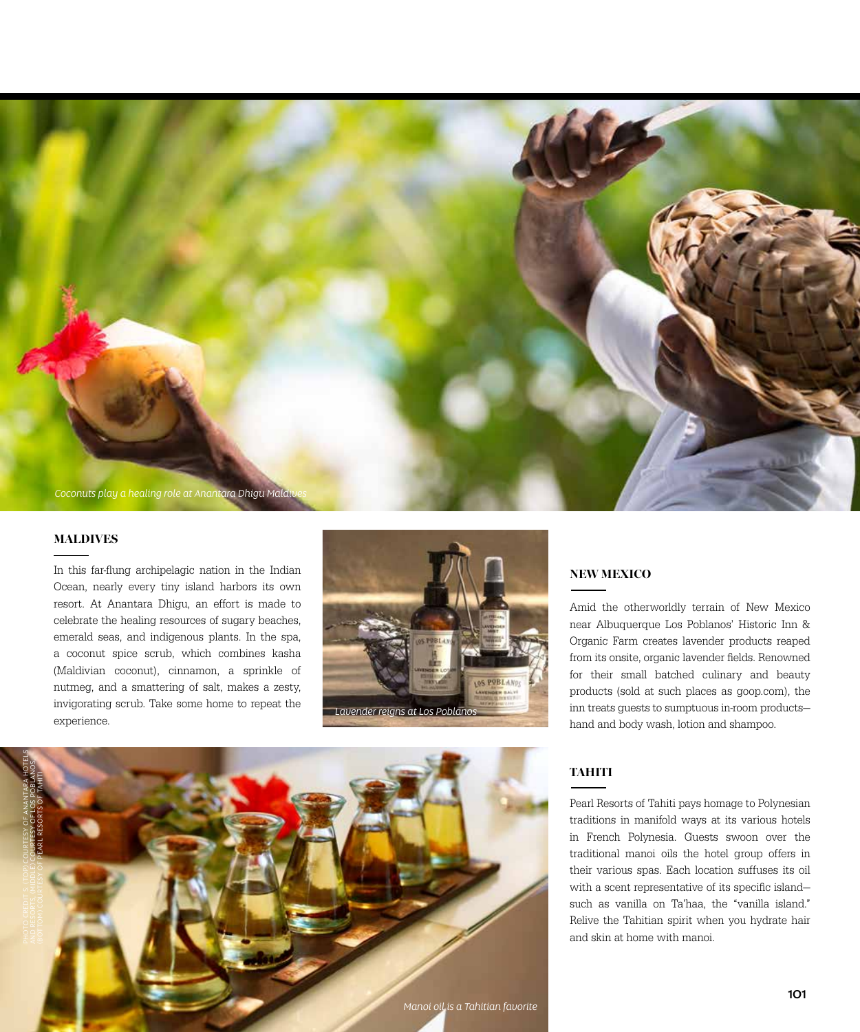Coconuts play a healing role at Anantara Dhigu Maldives

## MALDIVES

In this far-flung archipelagic nation in the Indian Ocean, nearly every tiny island harbors its own resort. At Anantara Dhigu, an effort is made to celebrate the healing resources of sugary beaches, emerald seas, and indigenous plants. In the spa, a coconut spice scrub, which combines kasha (Maldivian coconut), cinnamon, a sprinkle of nutmeg, and a smattering of salt, makes a zesty, invigorating scrub. Take some home to repeat the experience.

Lavender reigns at Los Poblanos

## NEW MEXICO

Amid the otherworldly terrain of New Mexico near Albuquerque Los Poblanos' Historic Inn & Organic Farm creates lavender products reaped from its onsite, organic lavender fields. Renowned for their small batched culinary and beauty products (sold at such places as goop.com), the inn treats guests to sumptuous in-room products—hand and body wash, lotion and shampoo.

## TAHITI

Pearl Resorts of Tahiti pays homage to Polynesian traditions in manifold ways at its various hotels in French Polynesia. Guests swoon over the traditional manoi oils the hotel group offers in their various spas. Each location suffuses its oil with a scent representative of its specific island—such as vanilla on Ta'haa, the "vanilla island." Relive the Tahitian spirit when you hydrate hair and skin at home with manoi.

Manoi oil is a Tahitian favorite

PHOTO CREDITS: (TOP) COURTESY OF ANANTARA HOTELS AND RESORTS, (MIDDLE) COURTESY OF LOS POBLANOS, (BOTTOM) COURTESY OF PEARL RESORTS OF TAHITI